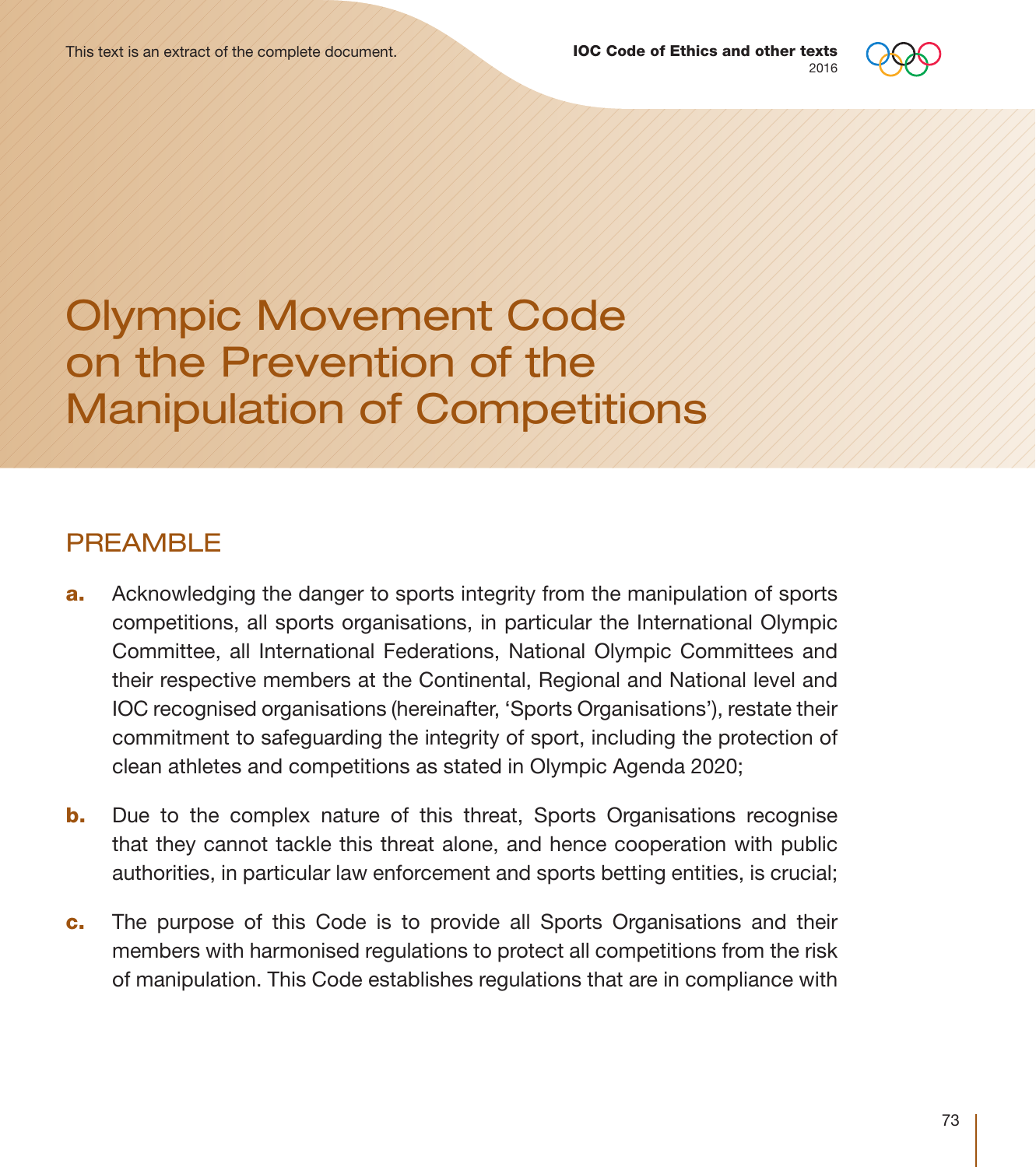# Olympic Movement Code on the Prevention of the Manipulation of Competitions

## PREAMBLE

**a.** Acknowledging the danger to sports integrity from the manipulation of sports competitions, all sports organisations, in particular the International Olympic Committee, all International Federations, National Olympic Committees and their respective members at the Continental, Regional and National level and IOC recognised organisations (hereinafter, 'Sports Organisations'), restate their commitment to safeguarding the integrity of sport, including the protection of clean athletes and competitions as stated in Olympic Agenda 2020;

**b.** Due to the complex nature of this threat, Sports Organisations recognise that they cannot tackle this threat alone, and hence cooperation with public authorities, in particular law enforcement and sports betting entities, is crucial;

**c.** The purpose of this Code is to provide all Sports Organisations and their members with harmonised regulations to protect all competitions from the risk of manipulation. This Code establishes regulations that are in compliance with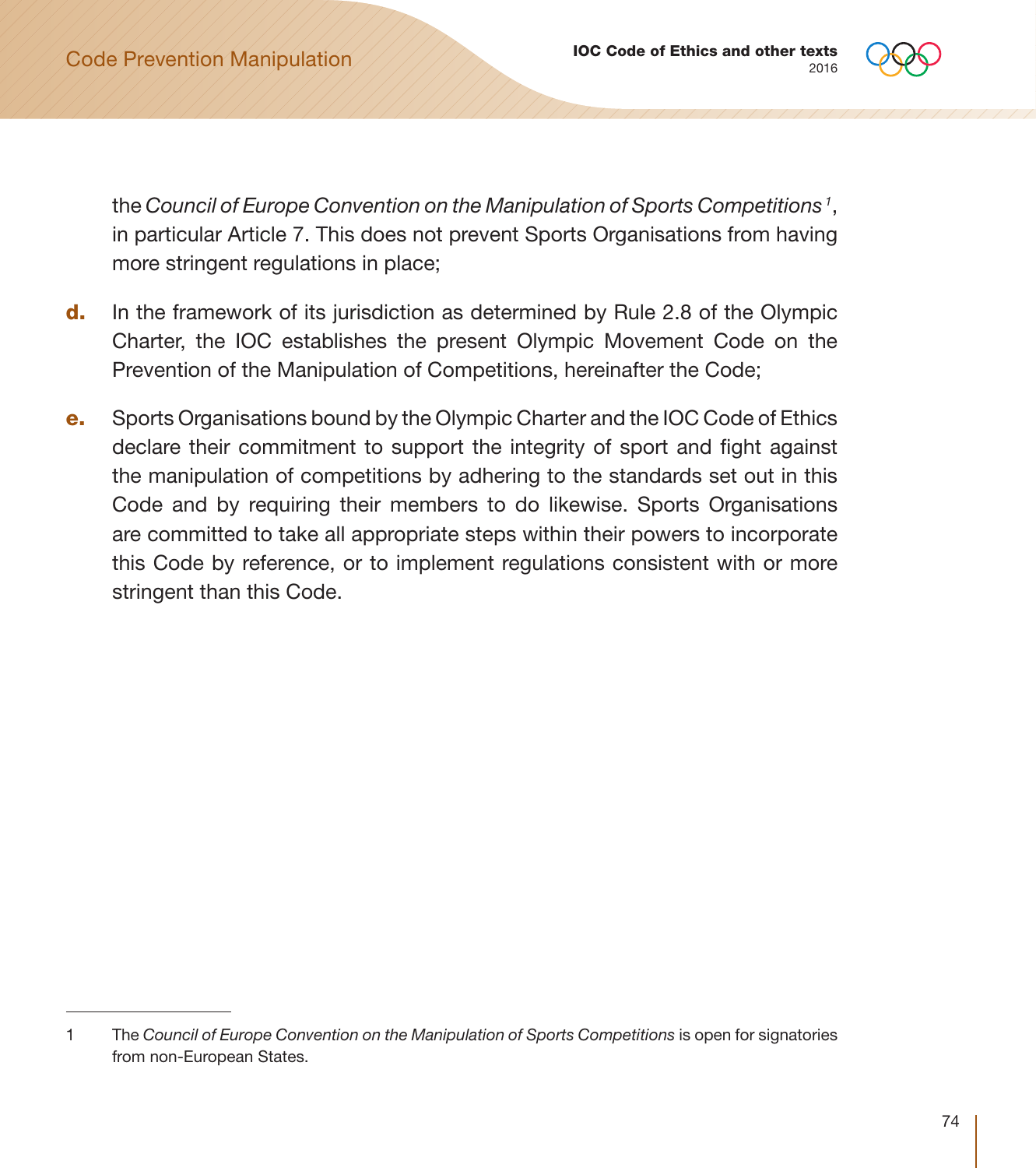the *Council of Europe Convention on the Manipulation of Sports Competitions* [1], in particular Article 7. This does not prevent Sports Organisations from having more stringent regulations in place;

**d.** In the framework of its jurisdiction as determined by Rule 2.8 of the Olympic Charter, the IOC establishes the present Olympic Movement Code on the Prevention of the Manipulation of Competitions, hereinafter the Code;

**e.** Sports Organisations bound by the Olympic Charter and the IOC Code of Ethics declare their commitment to support the integrity of sport and fight against the manipulation of competitions by adhering to the standards set out in this Code and by requiring their members to do likewise. Sports Organisations are committed to take all appropriate steps within their powers to incorporate this Code by reference, or to implement regulations consistent with or more stringent than this Code.

---

1 The *Council of Europe Convention on the Manipulation of Sports Competitions* is open for signatories from non-European States.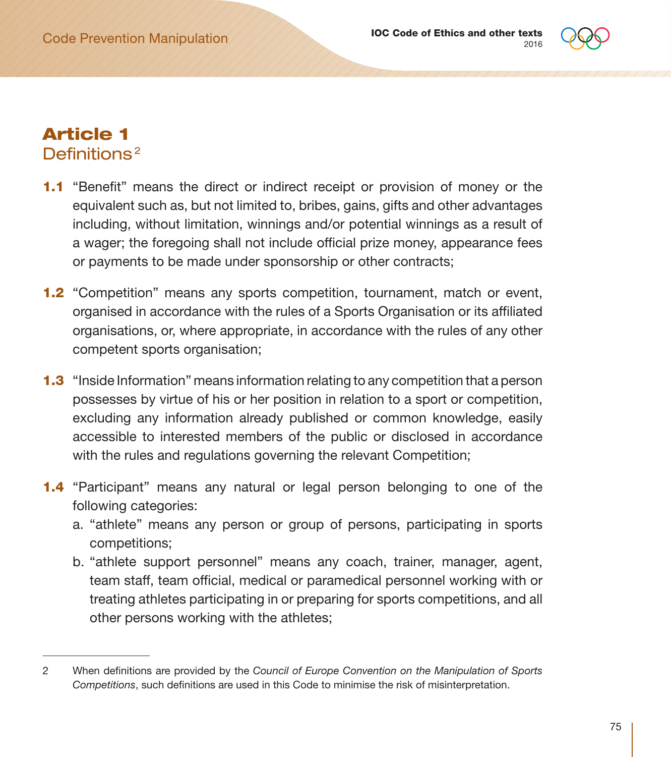# Article 1
## Definitions[2]

**1.1** "Benefit" means the direct or indirect receipt or provision of money or the equivalent such as, but not limited to, bribes, gains, gifts and other advantages including, without limitation, winnings and/or potential winnings as a result of a wager; the foregoing shall not include official prize money, appearance fees or payments to be made under sponsorship or other contracts;

**1.2** "Competition" means any sports competition, tournament, match or event, organised in accordance with the rules of a Sports Organisation or its affiliated organisations, or, where appropriate, in accordance with the rules of any other competent sports organisation;

**1.3** "Inside Information" means information relating to any competition that a person possesses by virtue of his or her position in relation to a sport or competition, excluding any information already published or common knowledge, easily accessible to interested members of the public or disclosed in accordance with the rules and regulations governing the relevant Competition;

**1.4** "Participant" means any natural or legal person belonging to one of the following categories:

a. "athlete" means any person or group of persons, participating in sports competitions;

b. "athlete support personnel" means any coach, trainer, manager, agent, team staff, team official, medical or paramedical personnel working with or treating athletes participating in or preparing for sports competitions, and all other persons working with the athletes;

---

2 When definitions are provided by the *Council of Europe Convention on the Manipulation of Sports Competitions*, such definitions are used in this Code to minimise the risk of misinterpretation.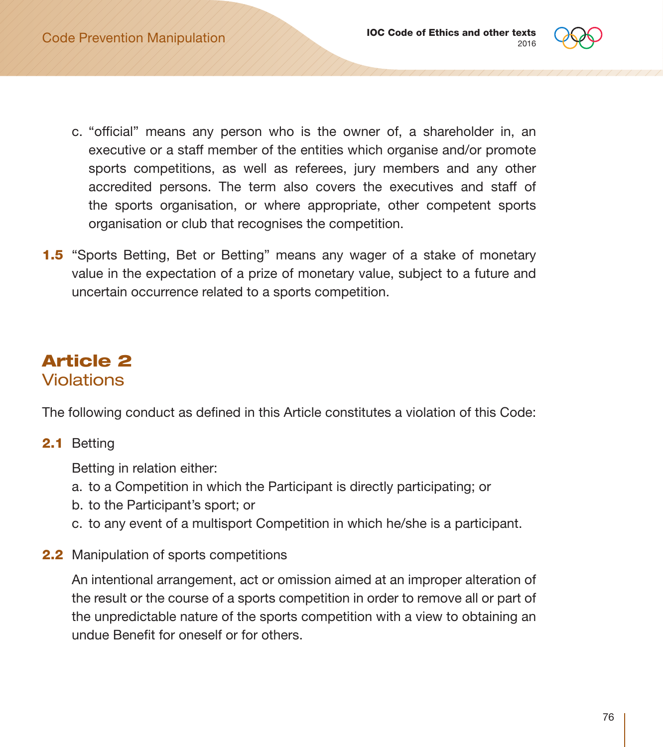c. "official" means any person who is the owner of, a shareholder in, an executive or a staff member of the entities which organise and/or promote sports competitions, as well as referees, jury members and any other accredited persons. The term also covers the executives and staff of the sports organisation, or where appropriate, other competent sports organisation or club that recognises the competition.

**1.5** "Sports Betting, Bet or Betting" means any wager of a stake of monetary value in the expectation of a prize of monetary value, subject to a future and uncertain occurrence related to a sports competition.

## Article 2
### Violations

The following conduct as defined in this Article constitutes a violation of this Code:

**2.1** Betting

Betting in relation either:

a. to a Competition in which the Participant is directly participating; or
b. to the Participant's sport; or
c. to any event of a multisport Competition in which he/she is a participant.

**2.2** Manipulation of sports competitions

An intentional arrangement, act or omission aimed at an improper alteration of the result or the course of a sports competition in order to remove all or part of the unpredictable nature of the sports competition with a view to obtaining an undue Benefit for oneself or for others.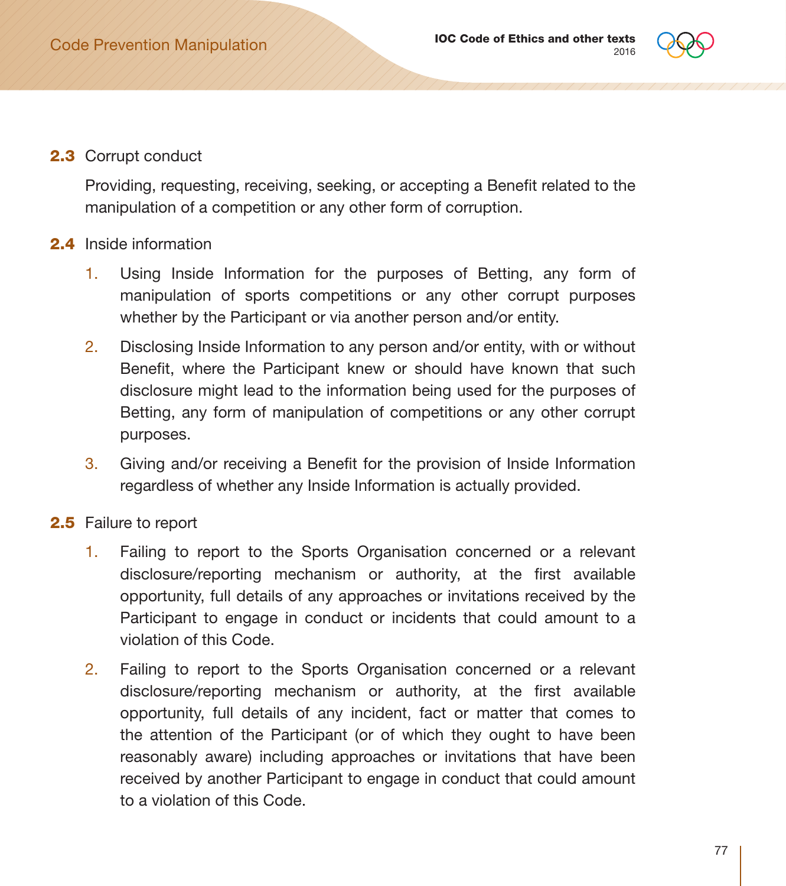**2.3** Corrupt conduct

Providing, requesting, receiving, seeking, or accepting a Benefit related to the manipulation of a competition or any other form of corruption.

**2.4** Inside information

1. Using Inside Information for the purposes of Betting, any form of manipulation of sports competitions or any other corrupt purposes whether by the Participant or via another person and/or entity.
2. Disclosing Inside Information to any person and/or entity, with or without Benefit, where the Participant knew or should have known that such disclosure might lead to the information being used for the purposes of Betting, any form of manipulation of competitions or any other corrupt purposes.
3. Giving and/or receiving a Benefit for the provision of Inside Information regardless of whether any Inside Information is actually provided.

**2.5** Failure to report

1. Failing to report to the Sports Organisation concerned or a relevant disclosure/reporting mechanism or authority, at the first available opportunity, full details of any approaches or invitations received by the Participant to engage in conduct or incidents that could amount to a violation of this Code.
2. Failing to report to the Sports Organisation concerned or a relevant disclosure/reporting mechanism or authority, at the first available opportunity, full details of any incident, fact or matter that comes to the attention of the Participant (or of which they ought to have been reasonably aware) including approaches or invitations that have been received by another Participant to engage in conduct that could amount to a violation of this Code.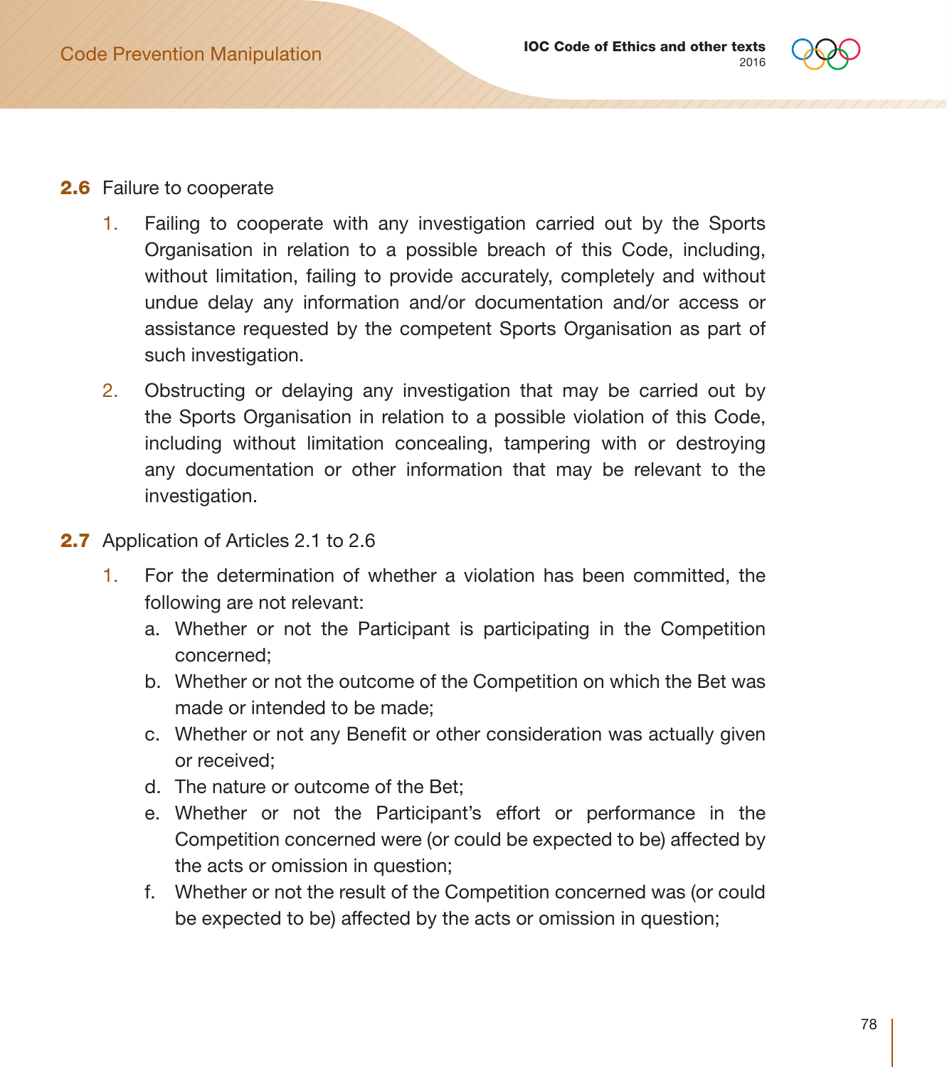**2.6** Failure to cooperate

1. Failing to cooperate with any investigation carried out by the Sports Organisation in relation to a possible breach of this Code, including, without limitation, failing to provide accurately, completely and without undue delay any information and/or documentation and/or access or assistance requested by the competent Sports Organisation as part of such investigation.

2. Obstructing or delaying any investigation that may be carried out by the Sports Organisation in relation to a possible violation of this Code, including without limitation concealing, tampering with or destroying any documentation or other information that may be relevant to the investigation.

**2.7** Application of Articles 2.1 to 2.6

1. For the determination of whether a violation has been committed, the following are not relevant:
   a. Whether or not the Participant is participating in the Competition concerned;
   b. Whether or not the outcome of the Competition on which the Bet was made or intended to be made;
   c. Whether or not any Benefit or other consideration was actually given or received;
   d. The nature or outcome of the Bet;
   e. Whether or not the Participant's effort or performance in the Competition concerned were (or could be expected to be) affected by the acts or omission in question;
   f. Whether or not the result of the Competition concerned was (or could be expected to be) affected by the acts or omission in question;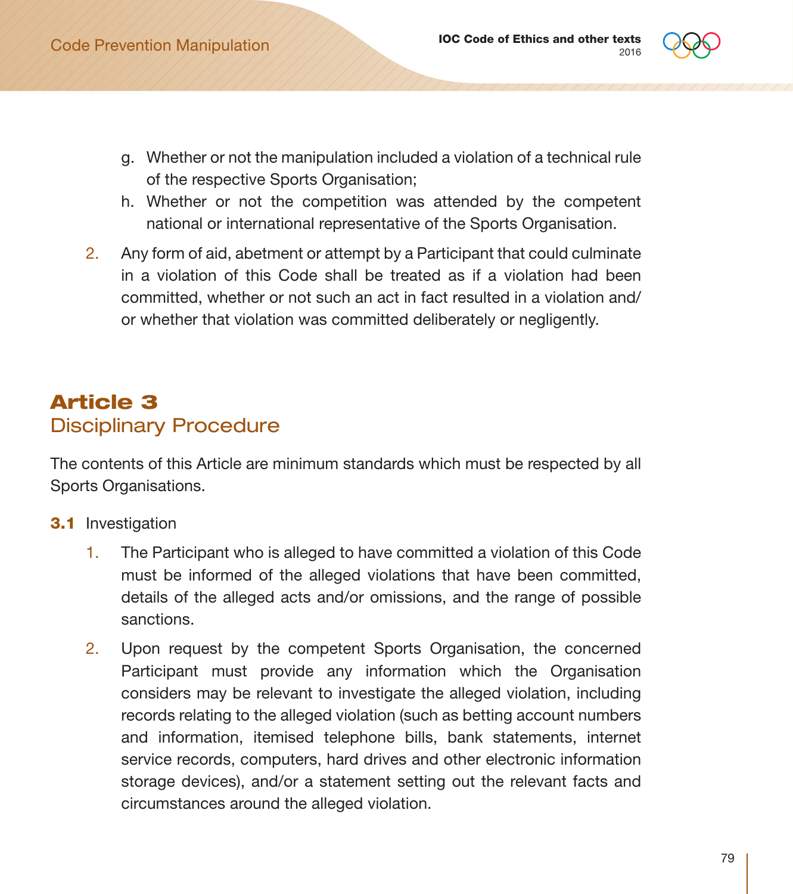g. Whether or not the manipulation included a violation of a technical rule of the respective Sports Organisation;
h. Whether or not the competition was attended by the competent national or international representative of the Sports Organisation.

2. Any form of aid, abetment or attempt by a Participant that could culminate in a violation of this Code shall be treated as if a violation had been committed, whether or not such an act in fact resulted in a violation and/or whether that violation was committed deliberately or negligently.

## Article 3
## Disciplinary Procedure

The contents of this Article are minimum standards which must be respected by all Sports Organisations.

**3.1** Investigation

1. The Participant who is alleged to have committed a violation of this Code must be informed of the alleged violations that have been committed, details of the alleged acts and/or omissions, and the range of possible sanctions.
2. Upon request by the competent Sports Organisation, the concerned Participant must provide any information which the Organisation considers may be relevant to investigate the alleged violation, including records relating to the alleged violation (such as betting account numbers and information, itemised telephone bills, bank statements, internet service records, computers, hard drives and other electronic information storage devices), and/or a statement setting out the relevant facts and circumstances around the alleged violation.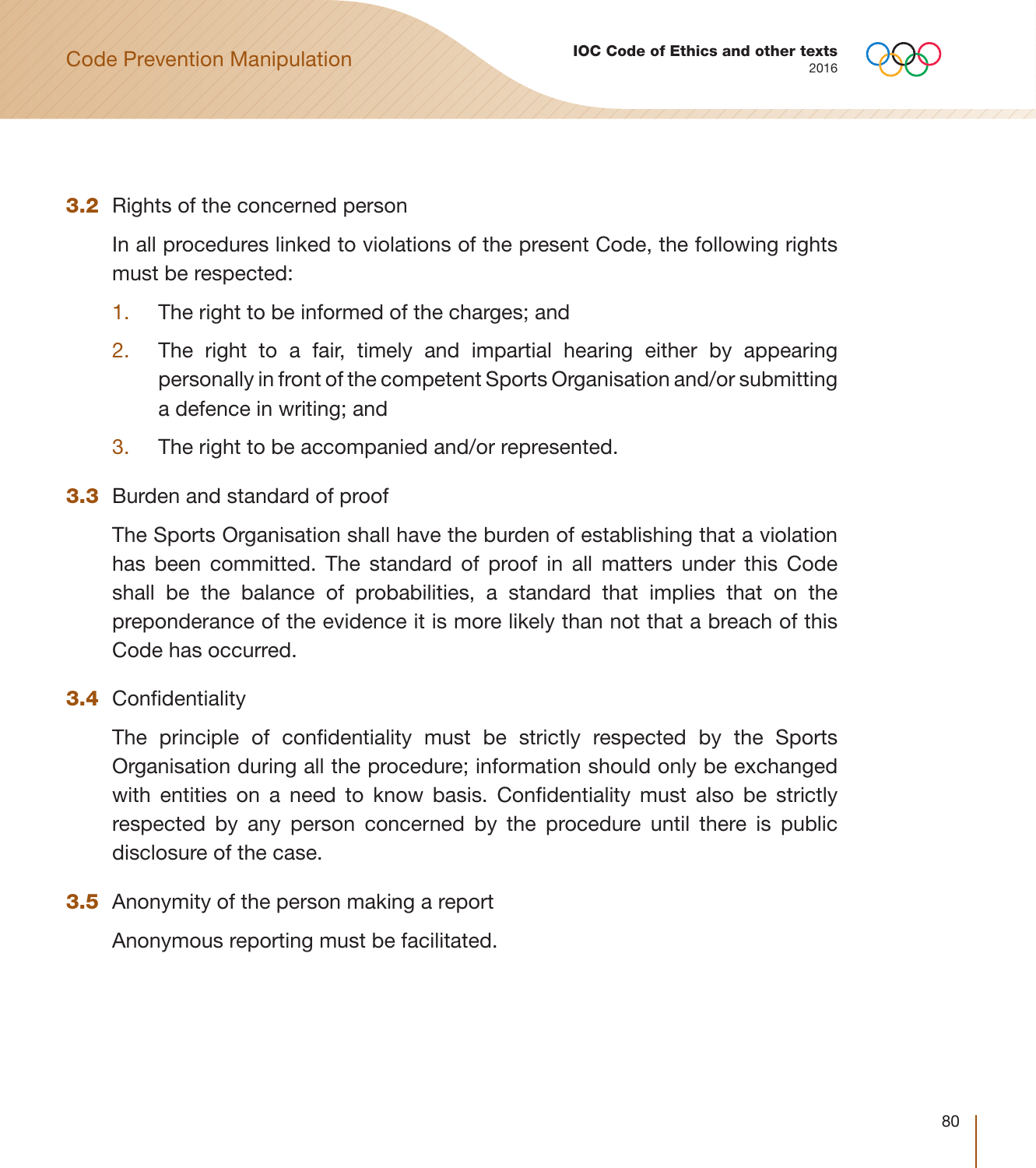### 3.2 Rights of the concerned person

In all procedures linked to violations of the present Code, the following rights must be respected:

1. The right to be informed of the charges; and
2. The right to a fair, timely and impartial hearing either by appearing personally in front of the competent Sports Organisation and/or submitting a defence in writing; and
3. The right to be accompanied and/or represented.

### 3.3 Burden and standard of proof

The Sports Organisation shall have the burden of establishing that a violation has been committed. The standard of proof in all matters under this Code shall be the balance of probabilities, a standard that implies that on the preponderance of the evidence it is more likely than not that a breach of this Code has occurred.

### 3.4 Confidentiality

The principle of confidentiality must be strictly respected by the Sports Organisation during all the procedure; information should only be exchanged with entities on a need to know basis. Confidentiality must also be strictly respected by any person concerned by the procedure until there is public disclosure of the case.

### 3.5 Anonymity of the person making a report

Anonymous reporting must be facilitated.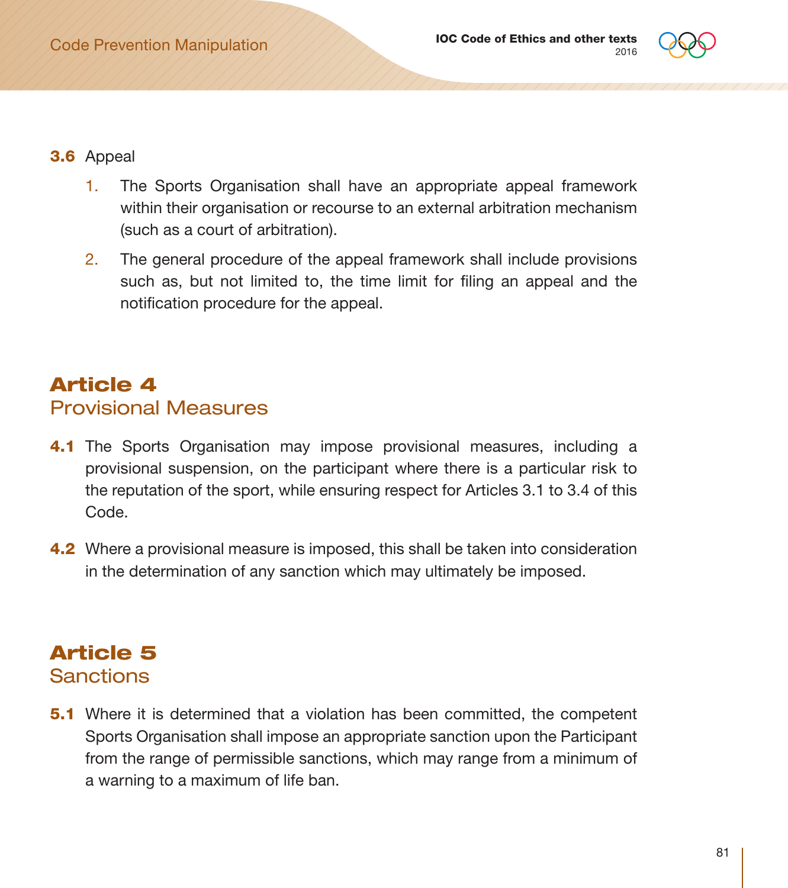**3.6** Appeal

1. The Sports Organisation shall have an appropriate appeal framework within their organisation or recourse to an external arbitration mechanism (such as a court of arbitration).
2. The general procedure of the appeal framework shall include provisions such as, but not limited to, the time limit for filing an appeal and the notification procedure for the appeal.

## Article 4
### Provisional Measures

**4.1** The Sports Organisation may impose provisional measures, including a provisional suspension, on the participant where there is a particular risk to the reputation of the sport, while ensuring respect for Articles 3.1 to 3.4 of this Code.

**4.2** Where a provisional measure is imposed, this shall be taken into consideration in the determination of any sanction which may ultimately be imposed.

## Article 5
### Sanctions

**5.1** Where it is determined that a violation has been committed, the competent Sports Organisation shall impose an appropriate sanction upon the Participant from the range of permissible sanctions, which may range from a minimum of a warning to a maximum of life ban.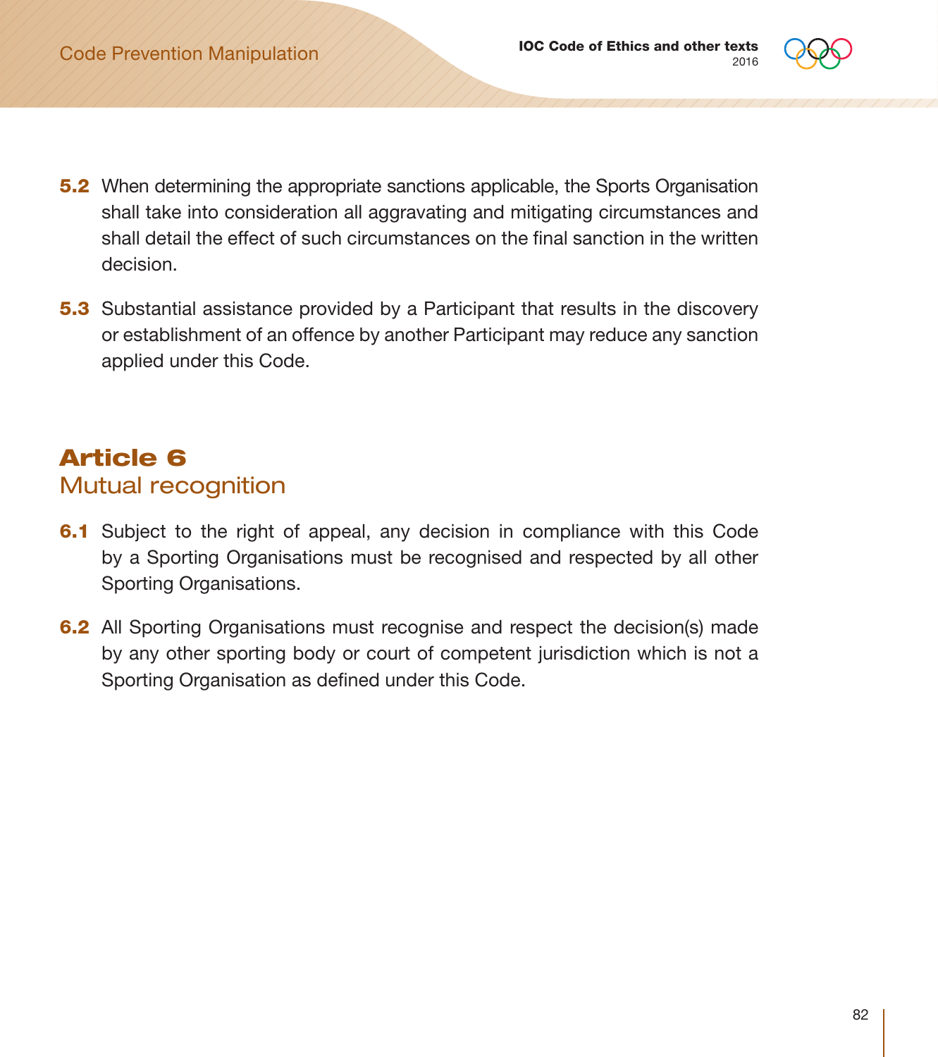**5.2** When determining the appropriate sanctions applicable, the Sports Organisation shall take into consideration all aggravating and mitigating circumstances and shall detail the effect of such circumstances on the final sanction in the written decision.

**5.3** Substantial assistance provided by a Participant that results in the discovery or establishment of an offence by another Participant may reduce any sanction applied under this Code.

## Article 6
### Mutual recognition

**6.1** Subject to the right of appeal, any decision in compliance with this Code by a Sporting Organisations must be recognised and respected by all other Sporting Organisations.

**6.2** All Sporting Organisations must recognise and respect the decision(s) made by any other sporting body or court of competent jurisdiction which is not a Sporting Organisation as defined under this Code.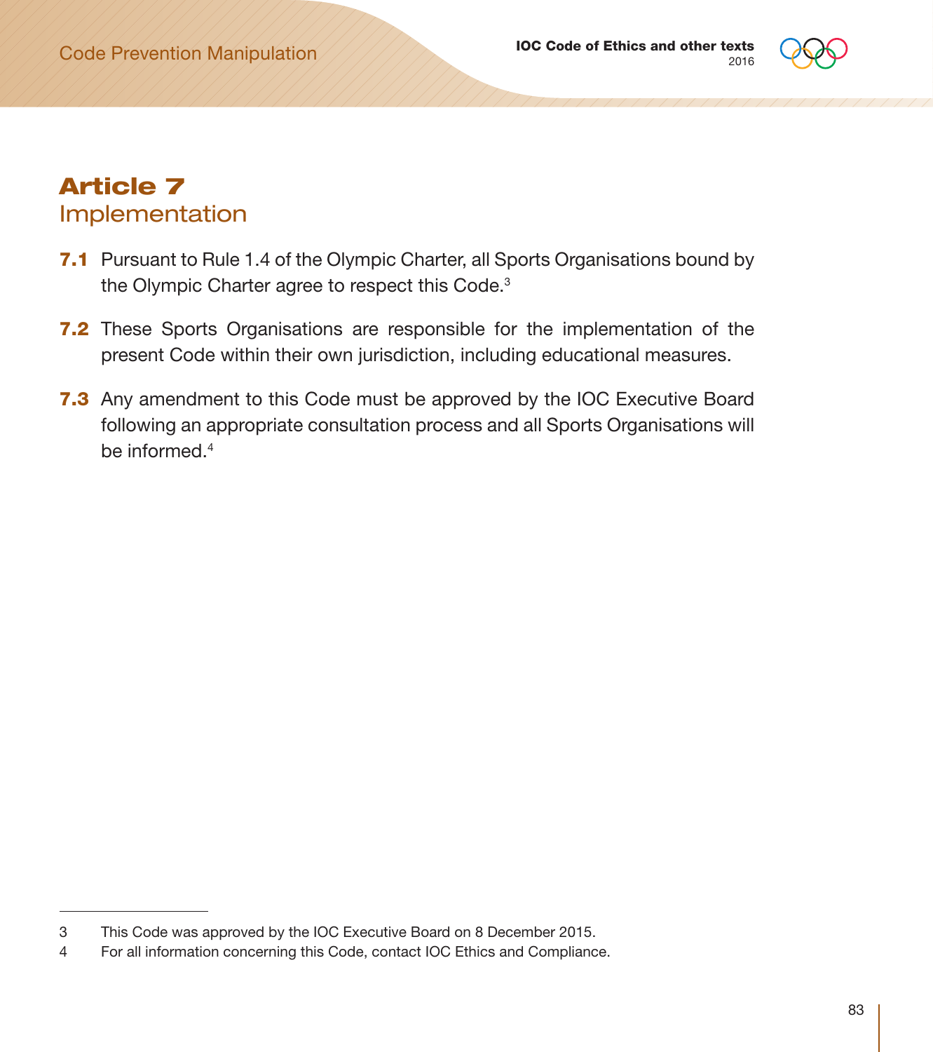## Article 7
### Implementation

**7.1** Pursuant to Rule 1.4 of the Olympic Charter, all Sports Organisations bound by the Olympic Charter agree to respect this Code.[3]

**7.2** These Sports Organisations are responsible for the implementation of the present Code within their own jurisdiction, including educational measures.

**7.3** Any amendment to this Code must be approved by the IOC Executive Board following an appropriate consultation process and all Sports Organisations will be informed.[4]

---

3 This Code was approved by the IOC Executive Board on 8 December 2015.

4 For all information concerning this Code, contact IOC Ethics and Compliance.